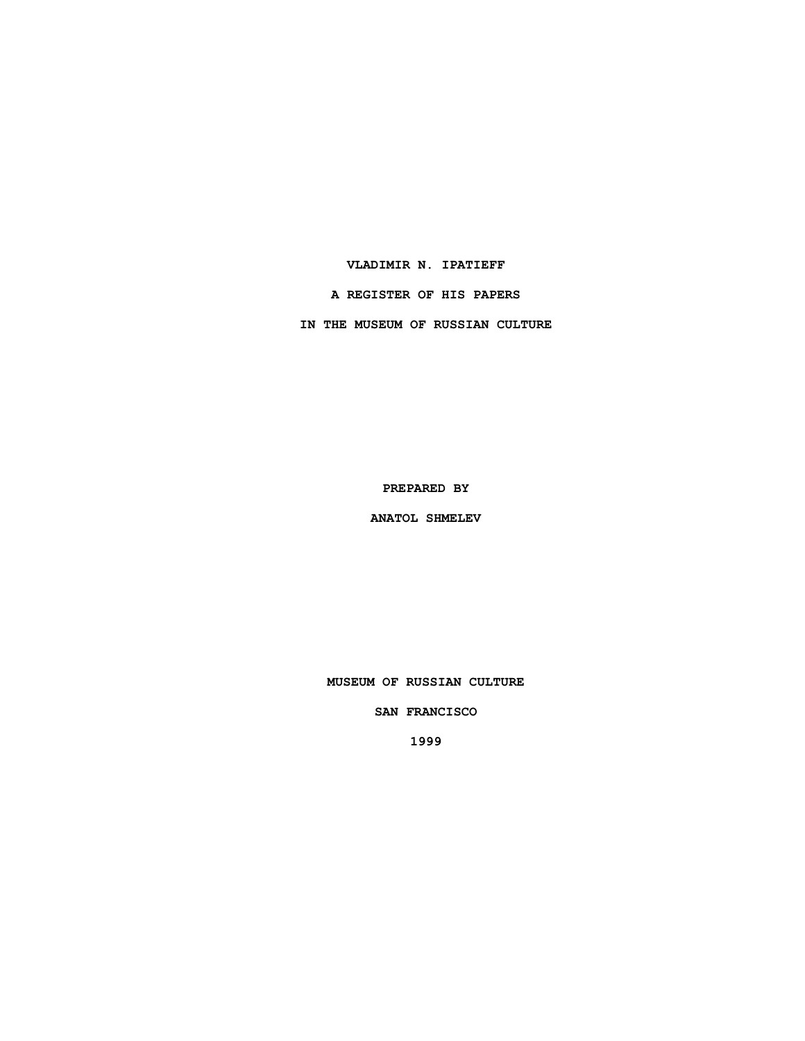# VLADIMIR N. IPATIEFF

## A REGISTER OF HIS PAPERS

## IN THE MUSEUM OF RUSSIAN CULTURE

PREPARED BY

ANATOL SHMELEV

MUSEUM OF RUSSIAN CULTURE

SAN FRANCISCO

1999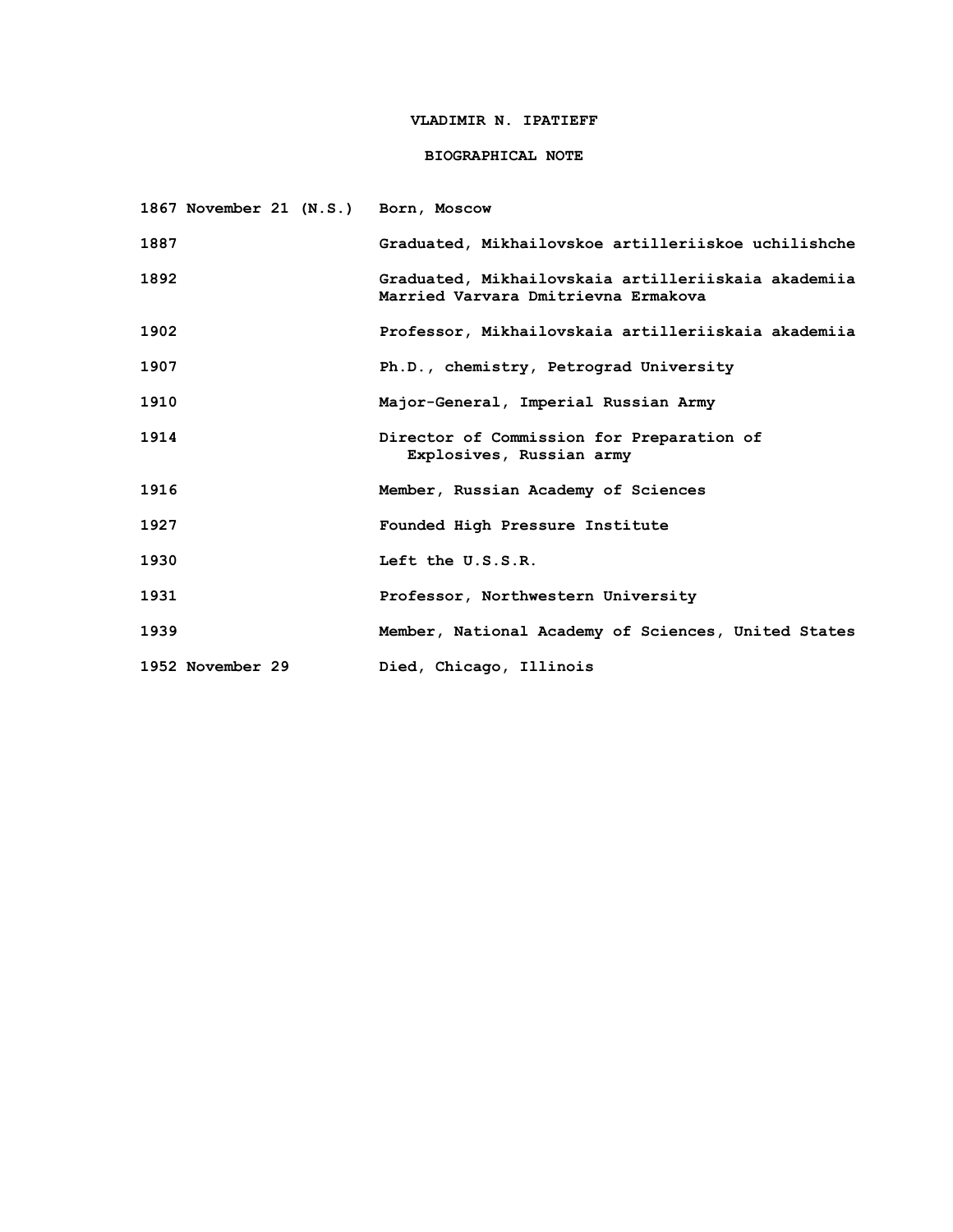# VLADIMIR N. IPATIEFF

## BIOGRAPHICAL NOTE

| | |
|---|---|
| 1867 November 21 (N.S.) | Born, Moscow |
| 1887 | Graduated, Mikhailovskoe artilleriiskoe uchilishche |
| 1892 | Graduated, Mikhailovskaia artilleriiskaia akademiia<br>Married Varvara Dmitrievna Ermakova |
| 1902 | Professor, Mikhailovskaia artilleriiskaia akademiia |
| 1907 | Ph.D., chemistry, Petrograd University |
| 1910 | Major-General, Imperial Russian Army |
| 1914 | Director of Commission for Preparation of Explosives, Russian army |
| 1916 | Member, Russian Academy of Sciences |
| 1927 | Founded High Pressure Institute |
| 1930 | Left the U.S.S.R. |
| 1931 | Professor, Northwestern University |
| 1939 | Member, National Academy of Sciences, United States |
| 1952 November 29 | Died, Chicago, Illinois |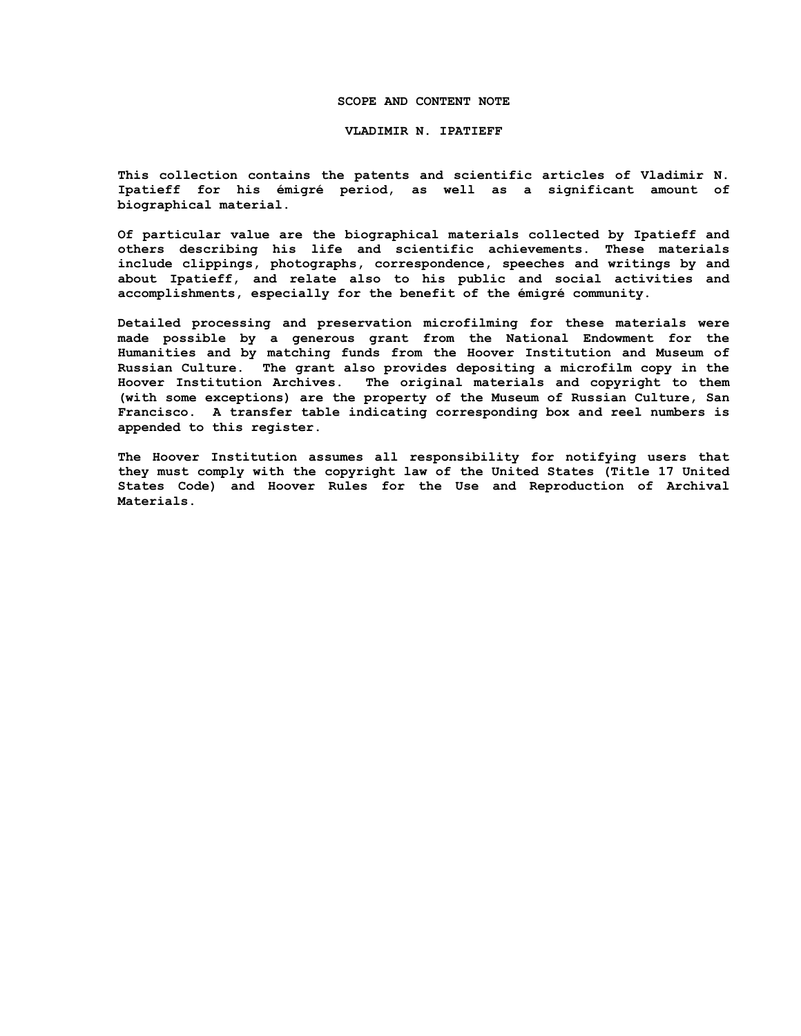## SCOPE AND CONTENT NOTE

### VLADIMIR N. IPATIEFF

This collection contains the patents and scientific articles of Vladimir N. Ipatieff for his émigré period, as well as a significant amount of biographical material.

Of particular value are the biographical materials collected by Ipatieff and others describing his life and scientific achievements. These materials include clippings, photographs, correspondence, speeches and writings by and about Ipatieff, and relate also to his public and social activities and accomplishments, especially for the benefit of the émigré community.

Detailed processing and preservation microfilming for these materials were made possible by a generous grant from the National Endowment for the Humanities and by matching funds from the Hoover Institution and Museum of Russian Culture. The grant also provides depositing a microfilm copy in the Hoover Institution Archives. The original materials and copyright to them (with some exceptions) are the property of the Museum of Russian Culture, San Francisco. A transfer table indicating corresponding box and reel numbers is appended to this register.

The Hoover Institution assumes all responsibility for notifying users that they must comply with the copyright law of the United States (Title 17 United States Code) and Hoover Rules for the Use and Reproduction of Archival Materials.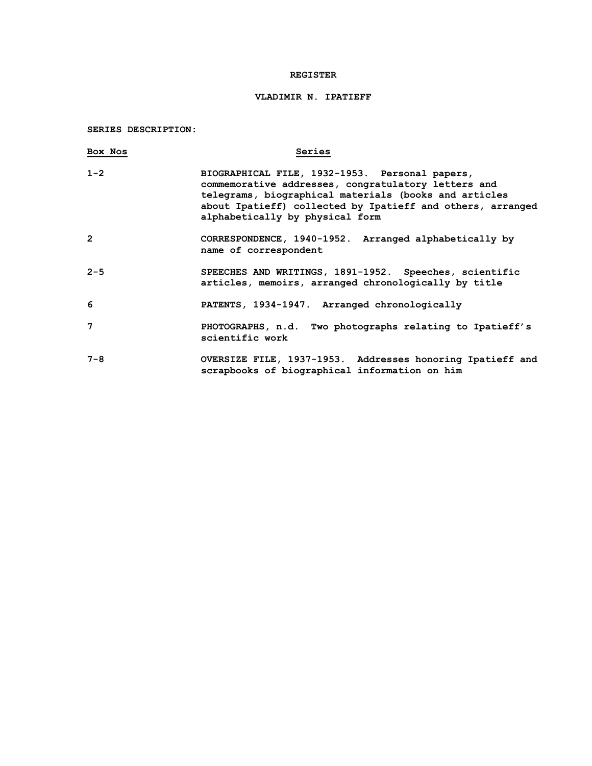# REGISTER

## VLADIMIR N. IPATIEFF

**SERIES DESCRIPTION:**

| Box Nos | Series |
|---|---|
| 1-2 | BIOGRAPHICAL FILE, 1932-1953. Personal papers, commemorative addresses, congratulatory letters and telegrams, biographical materials (books and articles about Ipatieff) collected by Ipatieff and others, arranged alphabetically by physical form |
| 2 | CORRESPONDENCE, 1940-1952. Arranged alphabetically by name of correspondent |
| 2-5 | SPEECHES AND WRITINGS, 1891-1952. Speeches, scientific articles, memoirs, arranged chronologically by title |
| 6 | PATENTS, 1934-1947. Arranged chronologically |
| 7 | PHOTOGRAPHS, n.d. Two photographs relating to Ipatieff's scientific work |
| 7-8 | OVERSIZE FILE, 1937-1953. Addresses honoring Ipatieff and scrapbooks of biographical information on him |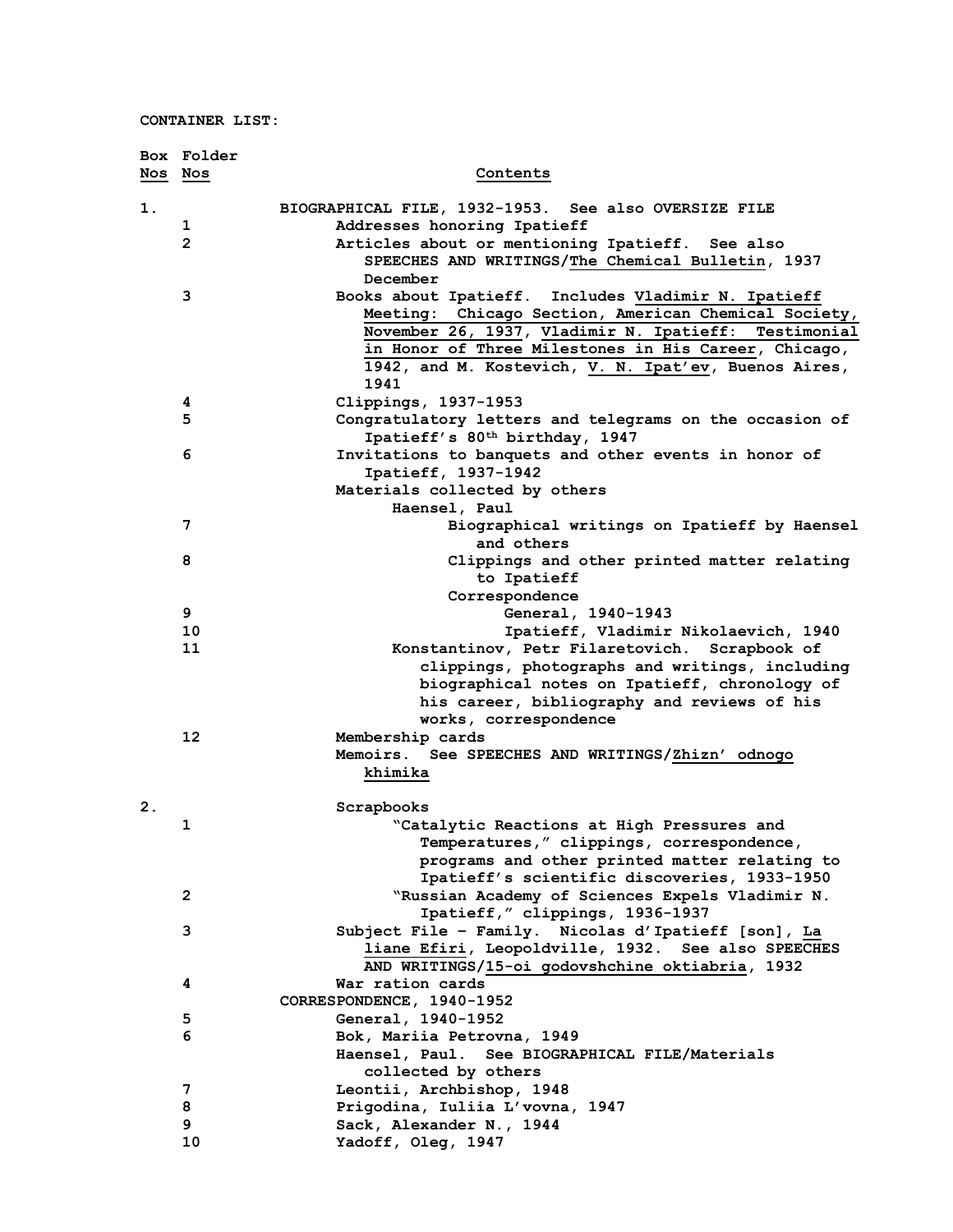**CONTAINER LIST:**

| Box Nos | Folder Nos | Contents |
|---|---|---|
| 1. | | **BIOGRAPHICAL FILE, 1932-1953. See also OVERSIZE FILE** |
| | 1 | Addresses honoring Ipatieff |
| | 2 | Articles about or mentioning Ipatieff. See also SPEECHES AND WRITINGS/The Chemical Bulletin, 1937 December |
| | 3 | Books about Ipatieff. Includes Vladimir N. Ipatieff Meeting: Chicago Section, American Chemical Society, November 26, 1937, Vladimir N. Ipatieff: Testimonial in Honor of Three Milestones in His Career, Chicago, 1942, and M. Kostevich, V. N. Ipat'ev, Buenos Aires, 1941 |
| | 4 | Clippings, 1937-1953 |
| | 5 | Congratulatory letters and telegrams on the occasion of Ipatieff's 80th birthday, 1947 |
| | 6 | Invitations to banquets and other events in honor of Ipatieff, 1937-1942 |
| | | Materials collected by others |
| | | Haensel, Paul |
| | 7 | Biographical writings on Ipatieff by Haensel and others |
| | 8 | Clippings and other printed matter relating to Ipatieff |
| | | Correspondence |
| | 9 | General, 1940-1943 |
| | 10 | Ipatieff, Vladimir Nikolaevich, 1940 |
| | 11 | Konstantinov, Petr Filaretovich. Scrapbook of clippings, photographs and writings, including biographical notes on Ipatieff, chronology of his career, bibliography and reviews of his works, correspondence |
| | 12 | Membership cards |
| | | Memoirs. See SPEECHES AND WRITINGS/Zhizn' odnogo khimika |
| 2. | | Scrapbooks |
| | 1 | "Catalytic Reactions at High Pressures and Temperatures," clippings, correspondence, programs and other printed matter relating to Ipatieff's scientific discoveries, 1933-1950 |
| | 2 | "Russian Academy of Sciences Expels Vladimir N. Ipatieff," clippings, 1936-1937 |
| | 3 | Subject File – Family. Nicolas d'Ipatieff [son], La liane Efiri, Leopoldville, 1932. See also SPEECHES AND WRITINGS/15-oi godovshchine oktiabria, 1932 |
| | 4 | War ration cards |
| | | **CORRESPONDENCE, 1940-1952** |
| | 5 | General, 1940-1952 |
| | 6 | Bok, Mariia Petrovna, 1949 |
| | | Haensel, Paul. See BIOGRAPHICAL FILE/Materials collected by others |
| | 7 | Leontii, Archbishop, 1948 |
| | 8 | Prigodina, Iuliia L'vovna, 1947 |
| | 9 | Sack, Alexander N., 1944 |
| | 10 | Yadoff, Oleg, 1947 |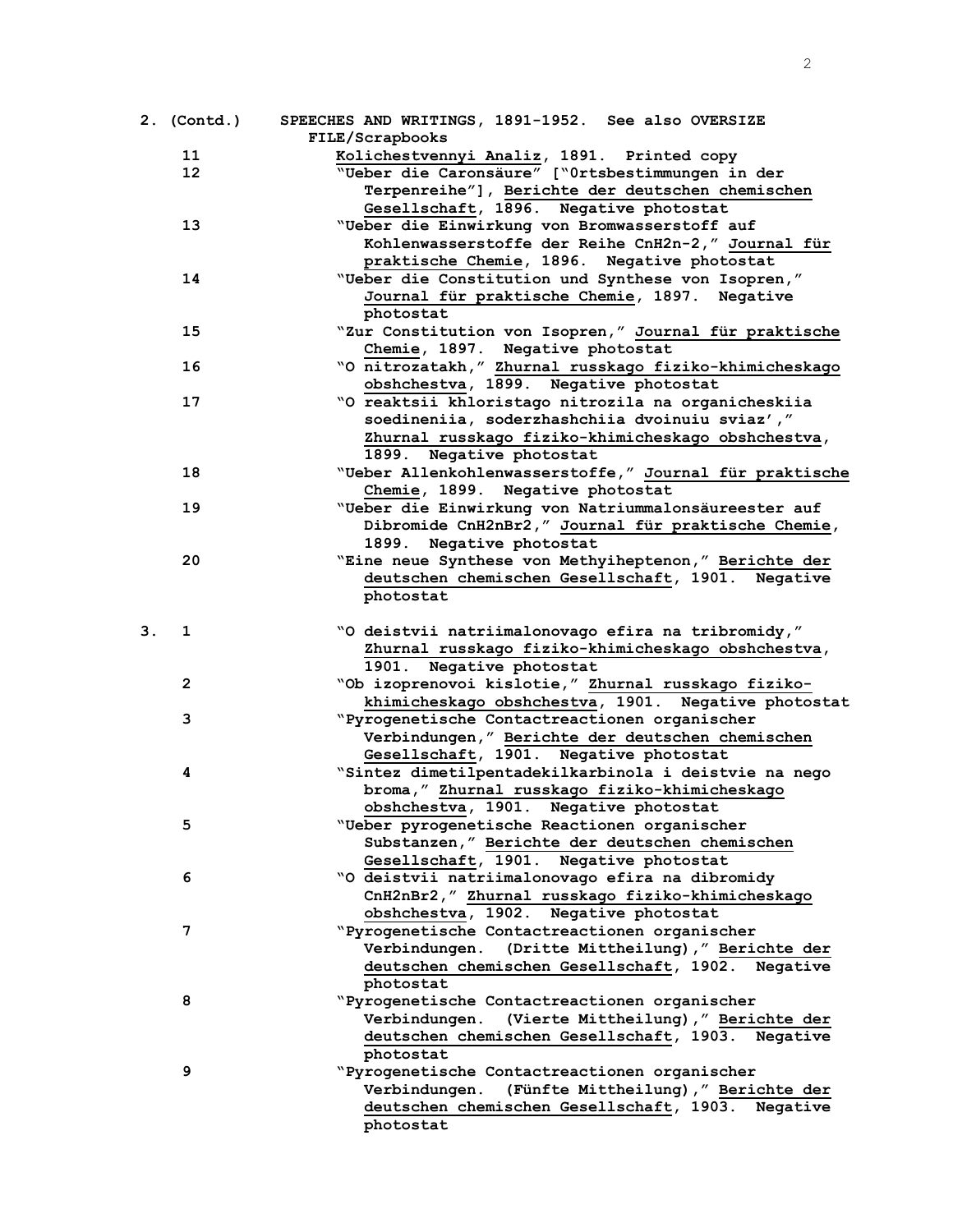| | | |
|---|---|---|
| 2. (Contd.) | | SPEECHES AND WRITINGS, 1891-1952. See also OVERSIZE FILE/Scrapbooks |
| | 11 | Kolichestvennyi Analiz, 1891. Printed copy |
| | 12 | "Ueber die Caronsäure" ["0rtsbestimmungen in der Terpenreihe"], Berichte der deutschen chemischen Gesellschaft, 1896. Negative photostat |
| | 13 | "Ueber die Einwirkung von Bromwasserstoff auf Kohlenwasserstoffe der Reihe CnH2n-2," Journal für praktische Chemie, 1896. Negative photostat |
| | 14 | "Ueber die Constitution und Synthese von Isopren," Journal für praktische Chemie, 1897. Negative photostat |
| | 15 | "Zur Constitution von Isopren," Journal für praktische Chemie, 1897. Negative photostat |
| | 16 | "O nitrozatakh," Zhurnal russkago fiziko-khimicheskago obshchestva, 1899. Negative photostat |
| | 17 | "O reaktsii khloristago nitrozila na organicheskiia soedineniia, soderzhashchiia dvoinuiu sviaz'," Zhurnal russkago fiziko-khimicheskago obshchestva, 1899. Negative photostat |
| | 18 | "Ueber Allenkohlenwasserstoffe," Journal für praktische Chemie, 1899. Negative photostat |
| | 19 | "Ueber die Einwirkung von Natriummalonsäureester auf Dibromide CnH2nBr2," Journal für praktische Chemie, 1899. Negative photostat |
| | 20 | "Eine neue Synthese von Methyiheptenon," Berichte der deutschen chemischen Gesellschaft, 1901. Negative photostat |
| 3. | 1 | "O deistvii natriimalonovago efira na tribromidy," Zhurnal russkago fiziko-khimicheskago obshchestva, 1901. Negative photostat |
| | 2 | "Ob izoprenovoi kislotie," Zhurnal russkago fiziko-khimicheskago obshchestva, 1901. Negative photostat |
| | 3 | "Pyrogenetische Contactreactionen organischer Verbindungen," Berichte der deutschen chemischen Gesellschaft, 1901. Negative photostat |
| | 4 | "Sintez dimetilpentadekilkarbinola i deistvie na nego broma," Zhurnal russkago fiziko-khimicheskago obshchestva, 1901. Negative photostat |
| | 5 | "Ueber pyrogenetische Reactionen organischer Substanzen," Berichte der deutschen chemischen Gesellschaft, 1901. Negative photostat |
| | 6 | "O deistvii natriimalonovago efira na dibromidy CnH2nBr2," Zhurnal russkago fiziko-khimicheskago obshchestva, 1902. Negative photostat |
| | 7 | "Pyrogenetische Contactreactionen organischer Verbindungen. (Dritte Mittheilung)," Berichte der deutschen chemischen Gesellschaft, 1902. Negative photostat |
| | 8 | "Pyrogenetische Contactreactionen organischer Verbindungen. (Vierte Mittheilung)," Berichte der deutschen chemischen Gesellschaft, 1903. Negative photostat |
| | 9 | "Pyrogenetische Contactreactionen organischer Verbindungen. (Fünfte Mittheilung)," Berichte der deutschen chemischen Gesellschaft, 1903. Negative photostat |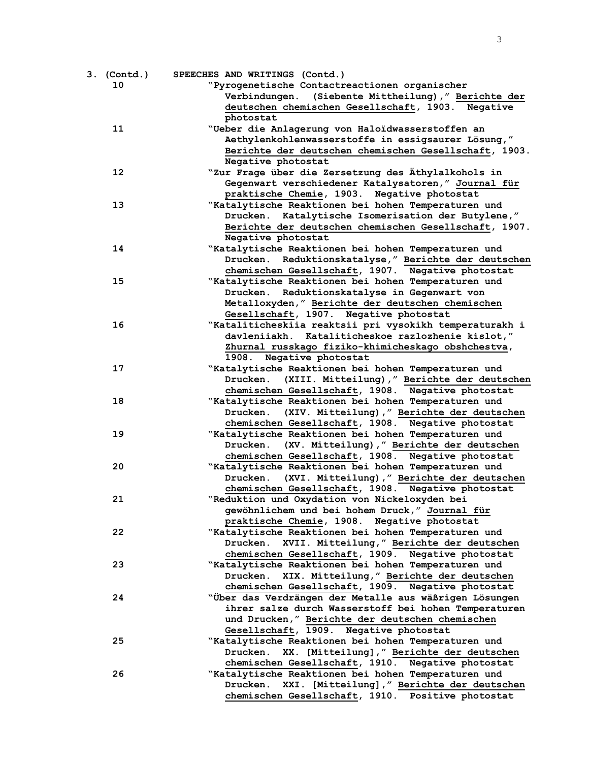3. (Contd.) SPEECHES AND WRITINGS (Contd.)

10 "Pyrogenetische Contactreactionen organischer Verbindungen. (Siebente Mittheilung)," Berichte der deutschen chemischen Gesellschaft, 1903. Negative photostat

11 "Ueber die Anlagerung von Haloïdwasserstoffen an Aethylenkohlenwasserstoffe in essigsaurer Lösung," Berichte der deutschen chemischen Gesellschaft, 1903. Negative photostat

12 "Zur Frage über die Zersetzung des Äthylalkohols in Gegenwart verschiedener Katalysatoren," Journal für praktische Chemie, 1903. Negative photostat

13 "Katalytische Reaktionen bei hohen Temperaturen und Drucken. Katalytische Isomerisation der Butylene," Berichte der deutschen chemischen Gesellschaft, 1907. Negative photostat

14 "Katalytische Reaktionen bei hohen Temperaturen und Drucken. Reduktionskatalyse," Berichte der deutschen chemischen Gesellschaft, 1907. Negative photostat

15 "Katalytische Reaktionen bei hohen Temperaturen und Drucken. Reduktionskatalyse in Gegenwart von Metalloxyden," Berichte der deutschen chemischen Gesellschaft, 1907. Negative photostat

16 "Kataliticheskiia reaktsii pri vysokikh temperaturakh i davleniiakh. Kataliticheskoe razlozhenie kislot," Zhurnal russkago fiziko-khimicheskago obshchestva, 1908. Negative photostat

17 "Katalytische Reaktionen bei hohen Temperaturen und Drucken. (XIII. Mitteilung)," Berichte der deutschen chemischen Gesellschaft, 1908. Negative photostat

18 "Katalytische Reaktionen bei hohen Temperaturen und Drucken. (XIV. Mitteilung)," Berichte der deutschen chemischen Gesellschaft, 1908. Negative photostat

19 "Katalytische Reaktionen bei hohen Temperaturen und Drucken. (XV. Mitteilung)," Berichte der deutschen chemischen Gesellschaft, 1908. Negative photostat

20 "Katalytische Reaktionen bei hohen Temperaturen und Drucken. (XVI. Mitteilung)," Berichte der deutschen chemischen Gesellschaft, 1908. Negative photostat

21 "Reduktion und Oxydation von Nickeloxyden bei gewöhnlichem und bei hohem Druck," Journal für praktische Chemie, 1908. Negative photostat

22 "Katalytische Reaktionen bei hohen Temperaturen und Drucken. XVII. Mitteilung," Berichte der deutschen chemischen Gesellschaft, 1909. Negative photostat

23 "Katalytische Reaktionen bei hohen Temperaturen und Drucken. XIX. Mitteilung," Berichte der deutschen chemischen Gesellschaft, 1909. Negative photostat

24 "Über das Verdrängen der Metalle aus wäßrigen Lösungen ihrer salze durch Wasserstoff bei hohen Temperaturen und Drucken," Berichte der deutschen chemischen Gesellschaft, 1909. Negative photostat

25 "Katalytische Reaktionen bei hohen Temperaturen und Drucken. XX. [Mitteilung]," Berichte der deutschen chemischen Gesellschaft, 1910. Negative photostat

26 "Katalytische Reaktionen bei hohen Temperaturen und Drucken. XXI. [Mitteilung]," Berichte der deutschen chemischen Gesellschaft, 1910. Positive photostat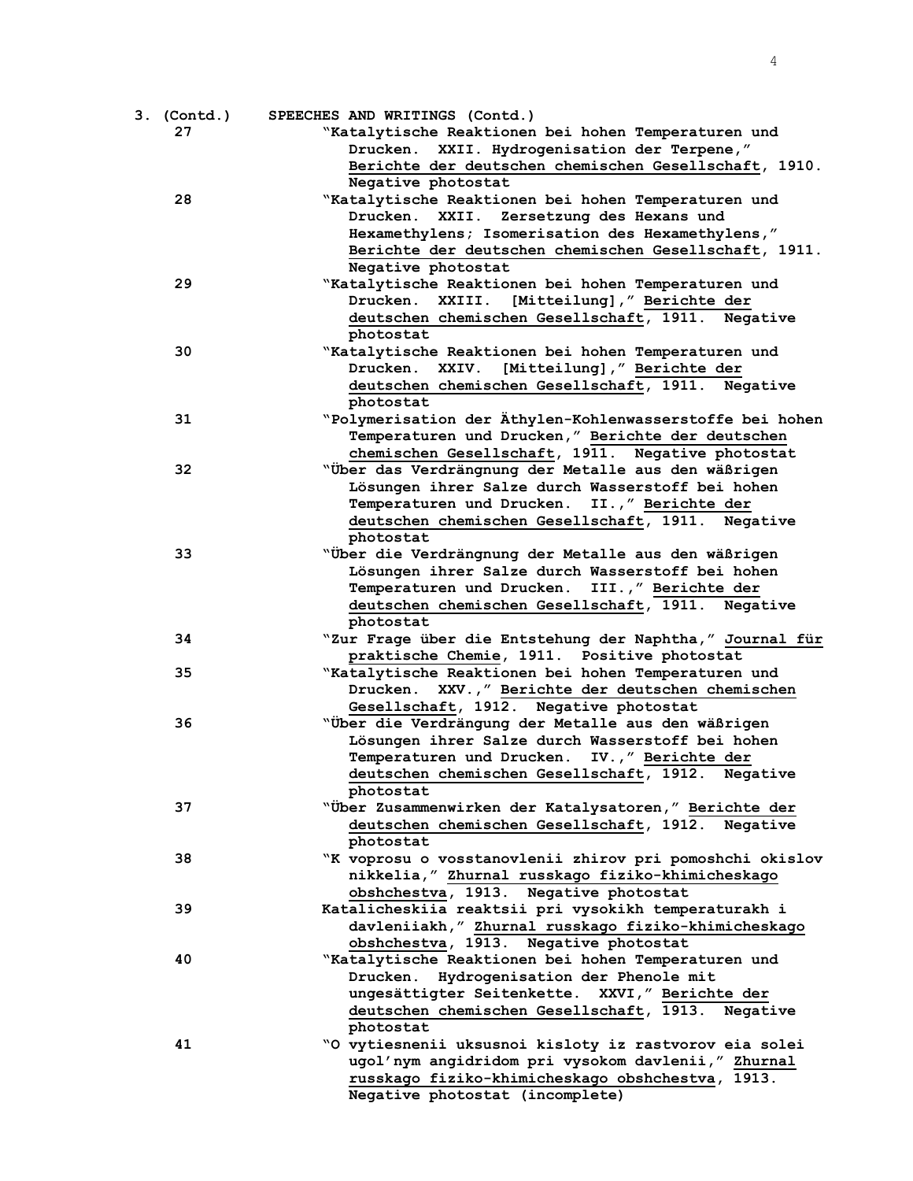3. (Contd.) SPEECHES AND WRITINGS (Contd.)

27 "Katalytische Reaktionen bei hohen Temperaturen und Drucken. XXII. Hydrogenisation der Terpene," Berichte der deutschen chemischen Gesellschaft, 1910. Negative photostat

28 "Katalytische Reaktionen bei hohen Temperaturen und Drucken. XXII. Zersetzung des Hexans und Hexamethylens; Isomerisation des Hexamethylens," Berichte der deutschen chemischen Gesellschaft, 1911. Negative photostat

29 "Katalytische Reaktionen bei hohen Temperaturen und Drucken. XXIII. [Mitteilung]," Berichte der deutschen chemischen Gesellschaft, 1911. Negative photostat

30 "Katalytische Reaktionen bei hohen Temperaturen und Drucken. XXIV. [Mitteilung]," Berichte der deutschen chemischen Gesellschaft, 1911. Negative photostat

31 "Polymerisation der Äthylen-Kohlenwasserstoffe bei hohen Temperaturen und Drucken," Berichte der deutschen chemischen Gesellschaft, 1911. Negative photostat

32 "Über das Verdrängnung der Metalle aus den wäßrigen Lösungen ihrer Salze durch Wasserstoff bei hohen Temperaturen und Drucken. II.," Berichte der deutschen chemischen Gesellschaft, 1911. Negative photostat

33 "Über die Verdrängnung der Metalle aus den wäßrigen Lösungen ihrer Salze durch Wasserstoff bei hohen Temperaturen und Drucken. III.," Berichte der deutschen chemischen Gesellschaft, 1911. Negative photostat

34 "Zur Frage über die Entstehung der Naphtha," Journal für praktische Chemie, 1911. Positive photostat

35 "Katalytische Reaktionen bei hohen Temperaturen und Drucken. XXV.," Berichte der deutschen chemischen Gesellschaft, 1912. Negative photostat

36 "Über die Verdrängung der Metalle aus den wäßrigen Lösungen ihrer Salze durch Wasserstoff bei hohen Temperaturen und Drucken. IV.," Berichte der deutschen chemischen Gesellschaft, 1912. Negative photostat

37 "Über Zusammenwirken der Katalysatoren," Berichte der deutschen chemischen Gesellschaft, 1912. Negative photostat

38 "K voprosu o vosstanovlenii zhirov pri pomoshchi okislov nikkelia," Zhurnal russkago fiziko-khimicheskago obshchestva, 1913. Negative photostat

39 Kataicheskiia reaktsii pri vysokikh temperaturakh i davleniiakh," Zhurnal russkago fiziko-khimicheskago obshchestva, 1913. Negative photostat

40 "Katalytische Reaktionen bei hohen Temperaturen und Drucken. Hydrogenisation der Phenole mit ungesättigter Seitenkette. XXVI," Berichte der deutschen chemischen Gesellschaft, 1913. Negative photostat

41 "O vytiesnenii uksusnoi kisloty iz rastvorov eia solei ugol'nym angidridom pri vysokom davlenii," Zhurnal russkago fiziko-khimicheskago obshchestva, 1913. Negative photostat (incomplete)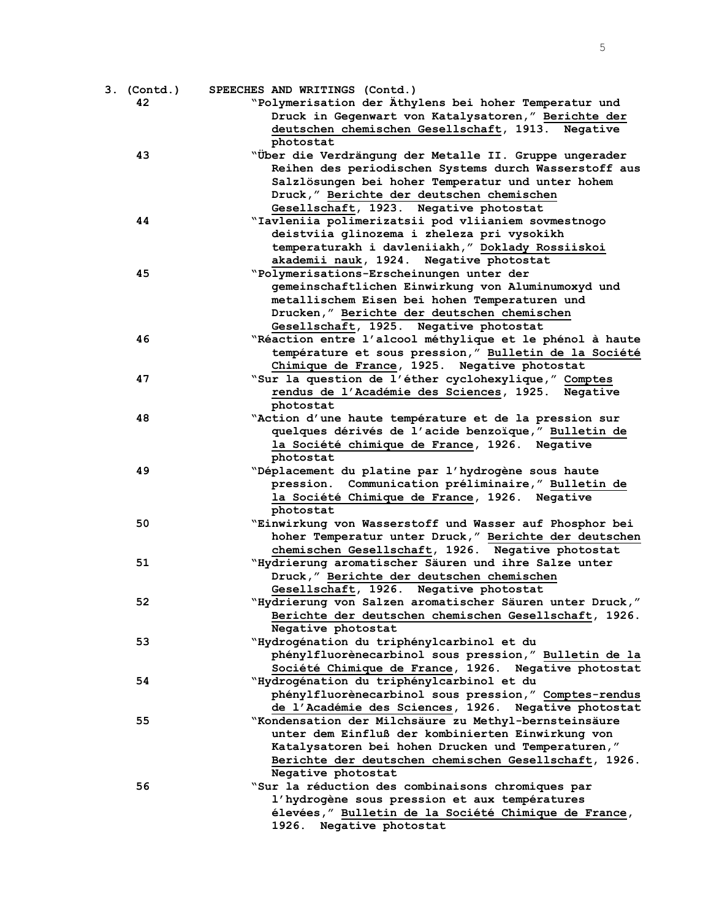**3. (Contd.) SPEECHES AND WRITINGS (Contd.)**

42 "Polymerisation der Äthylens bei hoher Temperatur und Druck in Gegenwart von Katalysatoren," Berichte der deutschen chemischen Gesellschaft, 1913. Negative photostat

43 "Über die Verdrängung der Metalle II. Gruppe ungerader Reihen des periodischen Systems durch Wasserstoff aus Salzlösungen bei hoher Temperatur und unter hohem Druck," Berichte der deutschen chemischen Gesellschaft, 1923. Negative photostat

44 "Iavleniia polimerizatsii pod vliianiem sovmestnogo deistviia glinozema i zheleza pri vysokikh temperaturakh i davleniiakh," Doklady Rossiiskoi akademii nauk, 1924. Negative photostat

45 "Polymerisations-Erscheinungen unter der gemeinschaftlichen Einwirkung von Aluminumoxyd und metallischem Eisen bei hohen Temperaturen und Drucken," Berichte der deutschen chemischen Gesellschaft, 1925. Negative photostat

46 "Réaction entre l'alcool méthylique et le phénol à haute température et sous pression," Bulletin de la Société Chimique de France, 1925. Negative photostat

47 "Sur la question de l'éther cyclohexylique," Comptes rendus de l'Académie des Sciences, 1925. Negative photostat

48 "Action d'une haute température et de la pression sur quelques dérivés de l'acide benzoïque," Bulletin de la Société chimique de France, 1926. Negative photostat

49 "Déplacement du platine par l'hydrogène sous haute pression. Communication préliminaire," Bulletin de la Société Chimique de France, 1926. Negative photostat

50 "Einwirkung von Wasserstoff und Wasser auf Phosphor bei hoher Temperatur unter Druck," Berichte der deutschen chemischen Gesellschaft, 1926. Negative photostat

51 "Hydrierung aromatischer Säuren und ihre Salze unter Druck," Berichte der deutschen chemischen Gesellschaft, 1926. Negative photostat

52 "Hydrierung von Salzen aromatischer Säuren unter Druck," Berichte der deutschen chemischen Gesellschaft, 1926. Negative photostat

53 "Hydrogénation du triphénylcarbinol et du phénylfluorènecarbinol sous pression," Bulletin de la Société Chimique de France, 1926. Negative photostat

54 "Hydrogénation du triphénylcarbinol et du phénylfluorènecarbinol sous pression," Comptes-rendus de l'Académie des Sciences, 1926. Negative photostat

55 "Kondensation der Milchsäure zu Methyl-bernsteinsäure unter dem Einfluß der kombinierten Einwirkung von Katalysatoren bei hohen Drucken und Temperaturen," Berichte der deutschen chemischen Gesellschaft, 1926. Negative photostat

56 "Sur la réduction des combinaisons chromiques par l'hydrogène sous pression et aux températures élevées," Bulletin de la Société Chimique de France, 1926. Negative photostat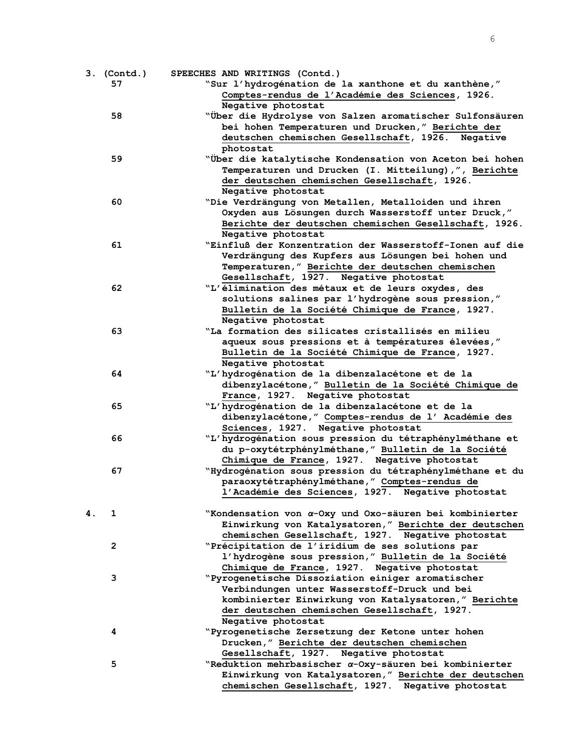3. (Contd.) SPEECHES AND WRITINGS (Contd.)

57 "Sur l'hydrogénation de la xanthone et du xanthène," Comptes-rendus de l'Académie des Sciences, 1926. Negative photostat

58 "Über die Hydrolyse von Salzen aromatischer Sulfonsäuren bei hohen Temperaturen und Drucken," Berichte der deutschen chemischen Gesellschaft, 1926. Negative photostat

59 "Über die katalytische Kondensation von Aceton bei hohen Temperaturen und Drucken (I. Mitteilung),", Berichte der deutschen chemischen Gesellschaft, 1926. Negative photostat

60 "Die Verdrängung von Metallen, Metalloiden und ihren Oxyden aus Lösungen durch Wasserstoff unter Druck," Berichte der deutschen chemischen Gesellschaft, 1926. Negative photostat

61 "Einfluß der Konzentration der Wasserstoff-Ionen auf die Verdrängung des Kupfers aus Lösungen bei hohen und Temperaturen," Berichte der deutschen chemischen Gesellschaft, 1927. Negative photostat

62 "L'élimination des métaux et de leurs oxydes, des solutions salines par l'hydrogène sous pression," Bulletin de la Société Chimique de France, 1927. Negative photostat

63 "La formation des silicates cristallisés en milieu aqueux sous pressions et à températures élevées," Bulletin de la Société Chimique de France, 1927. Negative photostat

64 "L'hydrogénation de la dibenzalacétone et de la dibenzylacétone," Bulletin de la Société Chimique de France, 1927. Negative photostat

65 "L'hydrogénation de la dibenzalacétone et de la dibenzylacétone," Comptes-rendus de l' Académie des Sciences, 1927. Negative photostat

66 "L'hydrogénation sous pression du tétraphénylméthane et du p-oxytétrphénylméthane," Bulletin de la Société Chimique de France, 1927. Negative photostat

67 "Hydrogénation sous pression du tétraphénylméthane et du paraoxytétraphénylméthane," Comptes-rendus de l'Académie des Sciences, 1927. Negative photostat

4. 1 "Kondensation von α-Oxy und Oxo-säuren bei kombinierter Einwirkung von Katalysatoren," Berichte der deutschen chemischen Gesellschaft, 1927. Negative photostat

2 "Précipitation de l'iridium de ses solutions par l'hydrogène sous pression," Bulletin de la Société Chimique de France, 1927. Negative photostat

3 "Pyrogenetische Dissoziation einiger aromatischer Verbindungen unter Wasserstoff-Druck und bei kombinierter Einwirkung von Katalysatoren," Berichte der deutschen chemischen Gesellschaft, 1927. Negative photostat

4 "Pyrogenetische Zersetzung der Ketone unter hohen Drucken," Berichte der deutschen chemischen Gesellschaft, 1927. Negative photostat

5 "Reduktion mehrbasischer α-Oxy-säuren bei kombinierter Einwirkung von Katalysatoren," Berichte der deutschen chemischen Gesellschaft, 1927. Negative photostat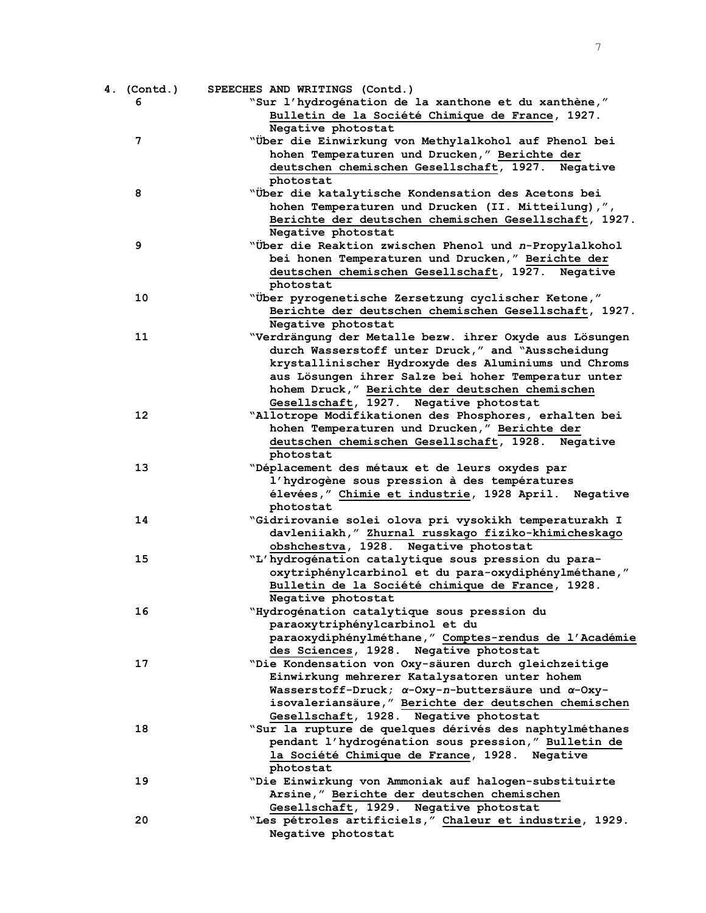4. (Contd.) SPEECHES AND WRITINGS (Contd.)

6 "Sur l'hydrogénation de la xanthone et du xanthène," Bulletin de la Société Chimique de France, 1927. Negative photostat

7 "Über die Einwirkung von Methylalkohol auf Phenol bei hohen Temperaturen und Drucken," Berichte der deutschen chemischen Gesellschaft, 1927. Negative photostat

8 "Über die katalytische Kondensation des Acetons bei hohen Temperaturen und Drucken (II. Mitteilung),", Berichte der deutschen chemischen Gesellschaft, 1927. Negative photostat

9 "Über die Reaktion zwischen Phenol und *n*-Propylalkohol bei honen Temperaturen und Drucken," Berichte der deutschen chemischen Gesellschaft, 1927. Negative photostat

10 "Über pyrogenetische Zersetzung cyclischer Ketone," Berichte der deutschen chemischen Gesellschaft, 1927. Negative photostat

11 "Verdrängung der Metalle bezw. ihrer Oxyde aus Lösungen durch Wasserstoff unter Druck," and "Ausscheidung krystallinischer Hydroxyde des Aluminiums und Chroms aus Lösungen ihrer Salze bei hoher Temperatur unter hohem Druck," Berichte der deutschen chemischen Gesellschaft, 1927. Negative photostat

12 "Allotrope Modifikationen des Phosphores, erhalten bei hohen Temperaturen und Drucken," Berichte der deutschen chemischen Gesellschaft, 1928. Negative photostat

13 "Déplacement des métaux et de leurs oxydes par l'hydrogène sous pression à des températures élevées," Chimie et industrie, 1928 April. Negative photostat

14 "Gidrirovanie solei olova pri vysokikh temperaturakh I davleniiakh," Zhurnal russkago fiziko-khimicheskago obshchestva, 1928. Negative photostat

15 "L'hydrogénation catalytique sous pression du para-oxytriphénylcarbinol et du para-oxydiphénylméthane," Bulletin de la Société chimique de France, 1928. Negative photostat

16 "Hydrogénation catalytique sous pression du paraoxytriphénylcarbinol et du paraoxydiphénylméthane," Comptes-rendus de l'Académie des Sciences, 1928. Negative photostat

17 "Die Kondensation von Oxy-säuren durch gleichzeitige Einwirkung mehrerer Katalysatoren unter hohem Wasserstoff-Druck; *α*-Oxy-*n*-buttersäure und *α*-Oxy-isovaleriansäure," Berichte der deutschen chemischen Gesellschaft, 1928. Negative photostat

18 "Sur la rupture de quelques dérivés des naphtylméthanes pendant l'hydrogénation sous pression," Bulletin de la Société Chimique de France, 1928. Negative photostat

19 "Die Einwirkung von Ammoniak auf halogen-substituirte Arsine," Berichte der deutschen chemischen Gesellschaft, 1929. Negative photostat

20 "Les pétroles artificiels," Chaleur et industrie, 1929. Negative photostat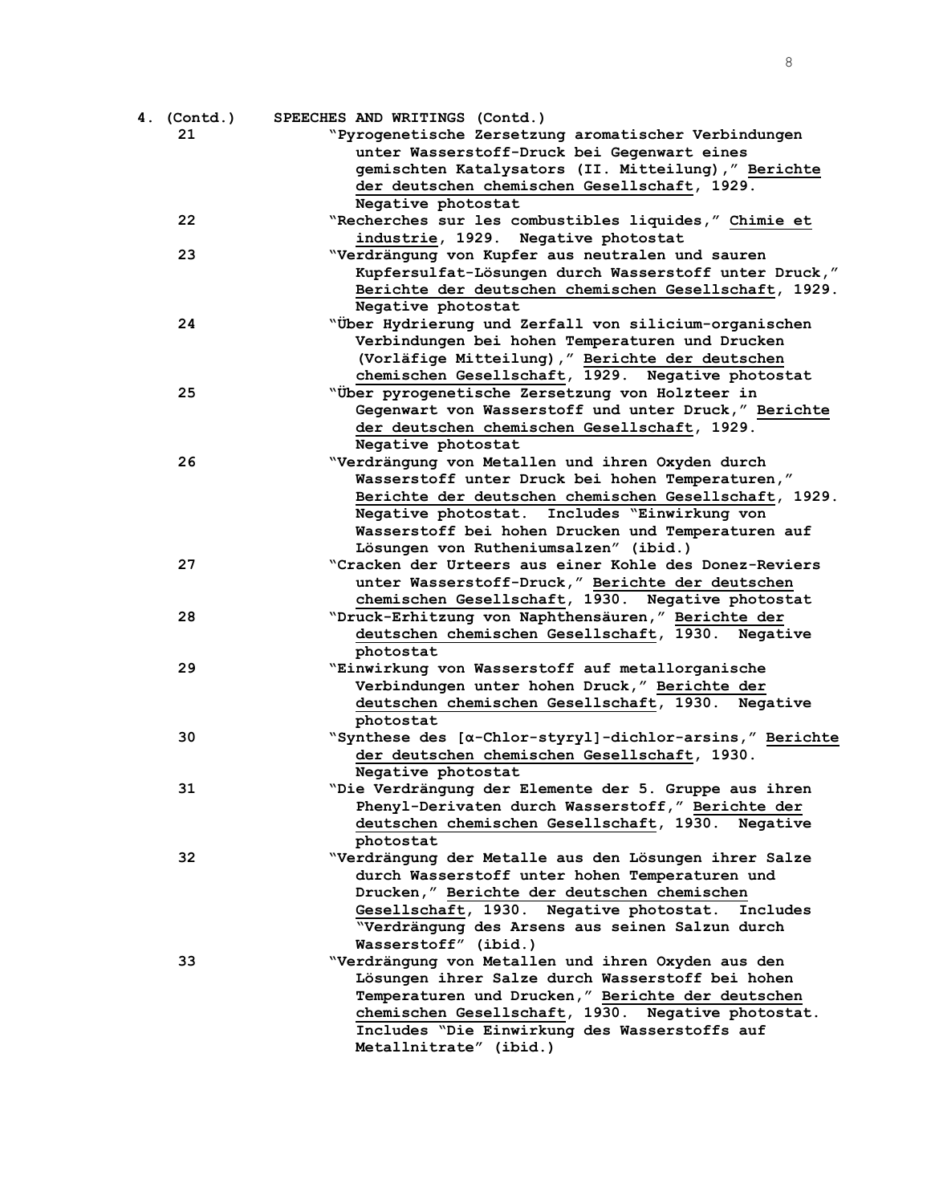4. (Contd.) SPEECHES AND WRITINGS (Contd.)

21 "Pyrogenetische Zersetzung aromatischer Verbindungen unter Wasserstoff-Druck bei Gegenwart eines gemischten Katalysators (II. Mitteilung)," Berichte der deutschen chemischen Gesellschaft, 1929. Negative photostat

22 "Recherches sur les combustibles liquides," Chimie et industrie, 1929. Negative photostat

23 "Verdrängung von Kupfer aus neutralen und sauren Kupfersulfat-Lösungen durch Wasserstoff unter Druck," Berichte der deutschen chemischen Gesellschaft, 1929. Negative photostat

24 "Über Hydrierung und Zerfall von silicium-organischen Verbindungen bei hohen Temperaturen und Drucken (Vorläfige Mitteilung)," Berichte der deutschen chemischen Gesellschaft, 1929. Negative photostat

25 "Über pyrogenetische Zersetzung von Holzteer in Gegenwart von Wasserstoff und unter Druck," Berichte der deutschen chemischen Gesellschaft, 1929. Negative photostat

26 "Verdrängung von Metallen und ihren Oxyden durch Wasserstoff unter Druck bei hohen Temperaturen," Berichte der deutschen chemischen Gesellschaft, 1929. Negative photostat. Includes "Einwirkung von Wasserstoff bei hohen Drucken und Temperaturen auf Lösungen von Rutheniumsalzen" (ibid.)

27 "Cracken der Urteers aus einer Kohle des Donez-Reviers unter Wasserstoff-Druck," Berichte der deutschen chemischen Gesellschaft, 1930. Negative photostat

28 "Druck-Erhitzung von Naphthensäuren," Berichte der deutschen chemischen Gesellschaft, 1930. Negative photostat

29 "Einwirkung von Wasserstoff auf metallorganische Verbindungen unter hohen Druck," Berichte der deutschen chemischen Gesellschaft, 1930. Negative photostat

30 "Synthese des [α-Chlor-styryl]-dichlor-arsins," Berichte der deutschen chemischen Gesellschaft, 1930. Negative photostat

31 "Die Verdrängung der Elemente der 5. Gruppe aus ihren Phenyl-Derivaten durch Wasserstoff," Berichte der deutschen chemischen Gesellschaft, 1930. Negative photostat

32 "Verdrängung der Metalle aus den Lösungen ihrer Salze durch Wasserstoff unter hohen Temperaturen und Drucken," Berichte der deutschen chemischen Gesellschaft, 1930. Negative photostat. Includes "Verdrängung des Arsens aus seinen Salzun durch Wasserstoff" (ibid.)

33 "Verdrängung von Metallen und ihren Oxyden aus den Lösungen ihrer Salze durch Wasserstoff bei hohen Temperaturen und Drucken," Berichte der deutschen chemischen Gesellschaft, 1930. Negative photostat. Includes "Die Einwirkung des Wasserstoffs auf Metallnitrate" (ibid.)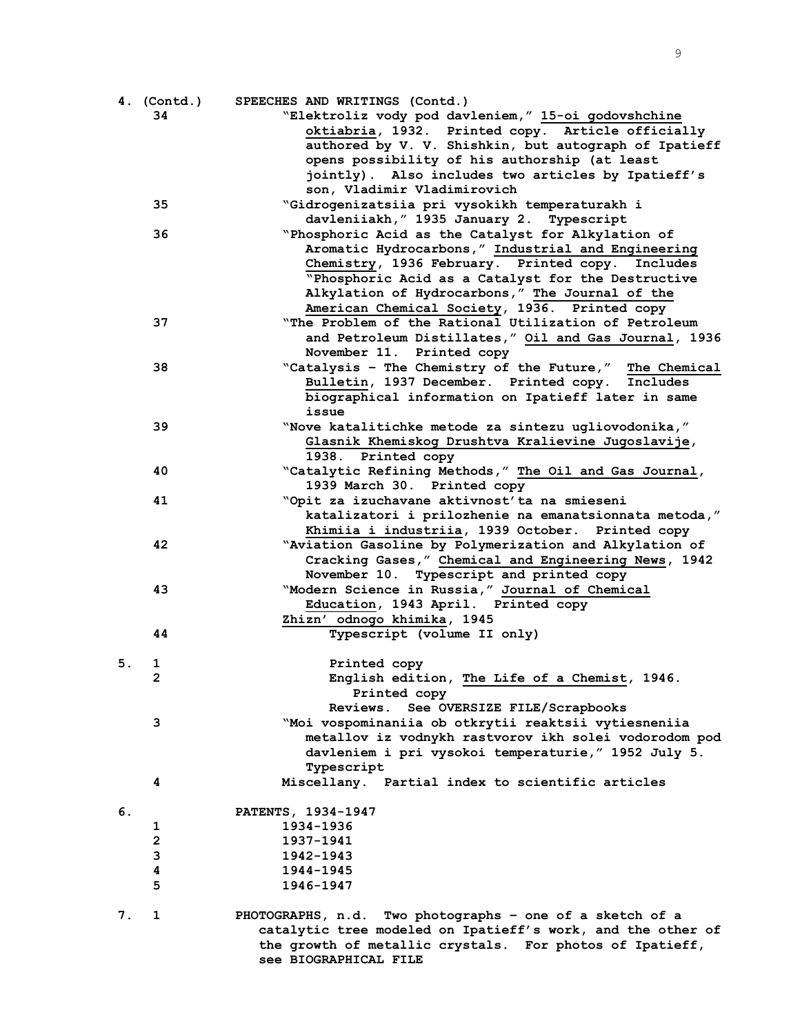| Box | Folder | Contents |
|---|---|---|
| 4. (Contd.) | | **SPEECHES AND WRITINGS (Contd.)** |
| | 34 | "Elektroliz vody pod davleniem," <u>15-oi godovshchine oktiabria</u>, 1932. Printed copy. Article officially authored by V. V. Shishkin, but autograph of Ipatieff opens possibility of his authorship (at least jointly). Also includes two articles by Ipatieff's son, Vladimir Vladimirovich |
| | 35 | "Gidrogenizatsiia pri vysokikh temperaturakh i davleniiakh," 1935 January 2. Typescript |
| | 36 | "Phosphoric Acid as the Catalyst for Alkylation of Aromatic Hydrocarbons," <u>Industrial and Engineering Chemistry</u>, 1936 February. Printed copy. Includes "Phosphoric Acid as a Catalyst for the Destructive Alkylation of Hydrocarbons," <u>The Journal of the American Chemical Society</u>, 1936. Printed copy |
| | 37 | "The Problem of the Rational Utilization of Petroleum and Petroleum Distillates," <u>Oil and Gas Journal</u>, 1936 November 11. Printed copy |
| | 38 | "Catalysis – The Chemistry of the Future," <u>The Chemical Bulletin</u>, 1937 December. Printed copy. Includes biographical information on Ipatieff later in same issue |
| | 39 | "Nove katalitichke metode za sintezu ugliovodonika," <u>Glasnik Khemiskog Drushtva Kralievine Jugoslavije</u>, 1938. Printed copy |
| | 40 | "Catalytic Refining Methods," <u>The Oil and Gas Journal</u>, 1939 March 30. Printed copy |
| | 41 | "Opit za izuchavane aktivnost'ta na smieseni katalizatori i prilozhenie na emanatsionnata metoda," <u>Khimiia i industriia</u>, 1939 October. Printed copy |
| | 42 | "Aviation Gasoline by Polymerization and Alkylation of Cracking Gases," <u>Chemical and Engineering News</u>, 1942 November 10. Typescript and printed copy |
| | 43 | "Modern Science in Russia," <u>Journal of Chemical Education</u>, 1943 April. Printed copy |
| | | <u>Zhizn' odnogo khimika</u>, 1945 |
| | 44 | Typescript (volume II only) |
| 5. | 1 | Printed copy |
| | 2 | English edition, <u>The Life of a Chemist</u>, 1946. Printed copy |
| | | Reviews. See OVERSIZE FILE/Scrapbooks |
| | 3 | "Moi vospominaniia ob otkrytii reaktsii vytiesneniia metallov iz vodnykh rastvorov ikh solei vodorodom pod davleniem i pri vysokoi temperaturie," 1952 July 5. Typescript |
| | 4 | Miscellany. Partial index to scientific articles |
| 6. | | **PATENTS, 1934-1947** |
| | 1 | 1934-1936 |
| | 2 | 1937-1941 |
| | 3 | 1942-1943 |
| | 4 | 1944-1945 |
| | 5 | 1946-1947 |
| 7. | 1 | **PHOTOGRAPHS, n.d.** Two photographs – one of a sketch of a catalytic tree modeled on Ipatieff's work, and the other of the growth of metallic crystals. For photos of Ipatieff, see BIOGRAPHICAL FILE |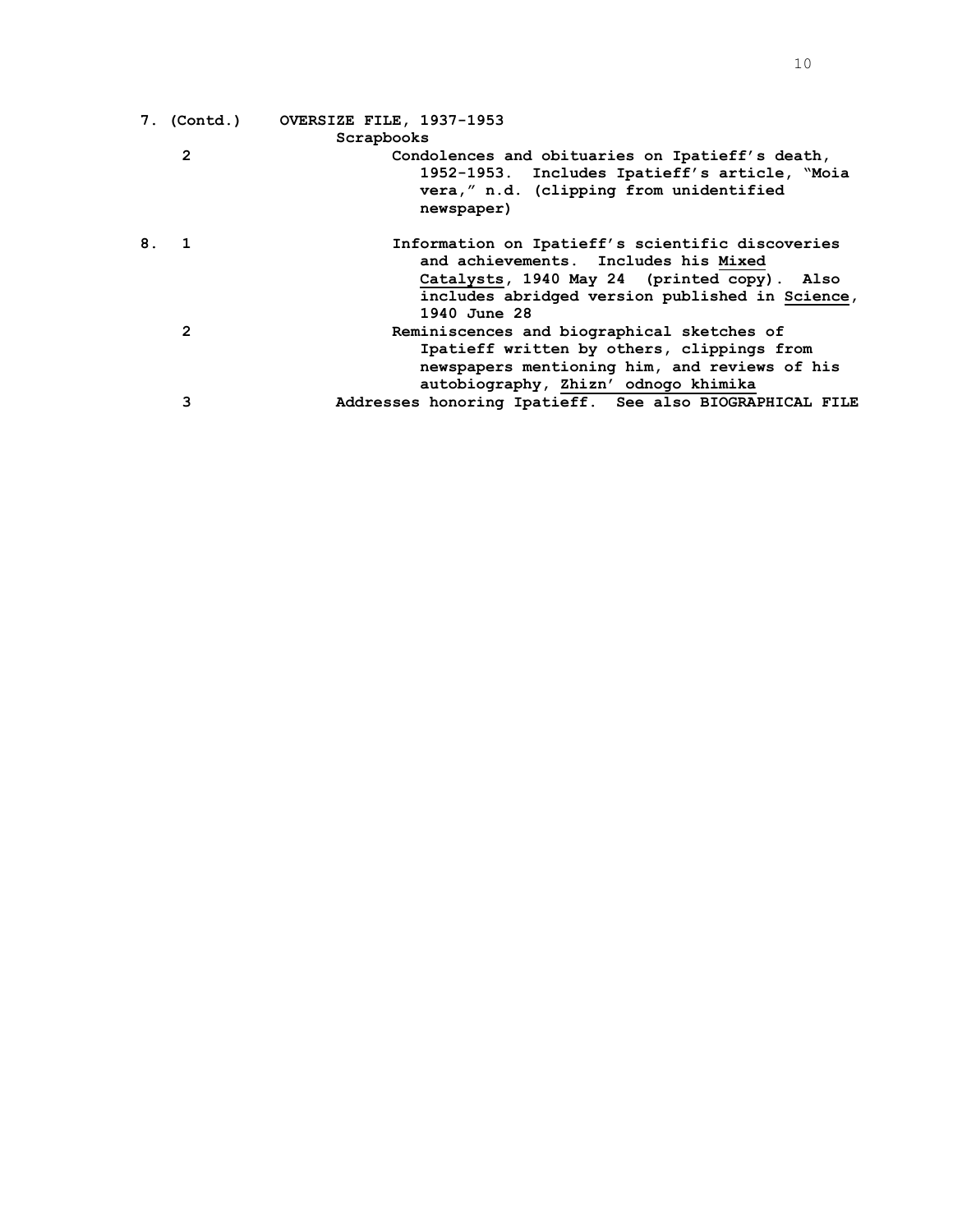**7. (Contd.)** **OVERSIZE FILE, 1937-1953**

**Scrapbooks**

**2** — **Condolences and obituaries on Ipatieff's death, 1952-1953. Includes Ipatieff's article, "Moia vera," n.d. (clipping from unidentified newspaper)**

**8. 1** — **Information on Ipatieff's scientific discoveries and achievements. Includes his <u>Mixed Catalysts</u>, 1940 May 24 (printed copy). Also includes abridged version published in <u>Science</u>, 1940 June 28**

**2** — **Reminiscences and biographical sketches of Ipatieff written by others, clippings from newspapers mentioning him, and reviews of his autobiography, <u>Zhizn' odnogo khimika</u>**

**3** — **Addresses honoring Ipatieff. See also BIOGRAPHICAL FILE**